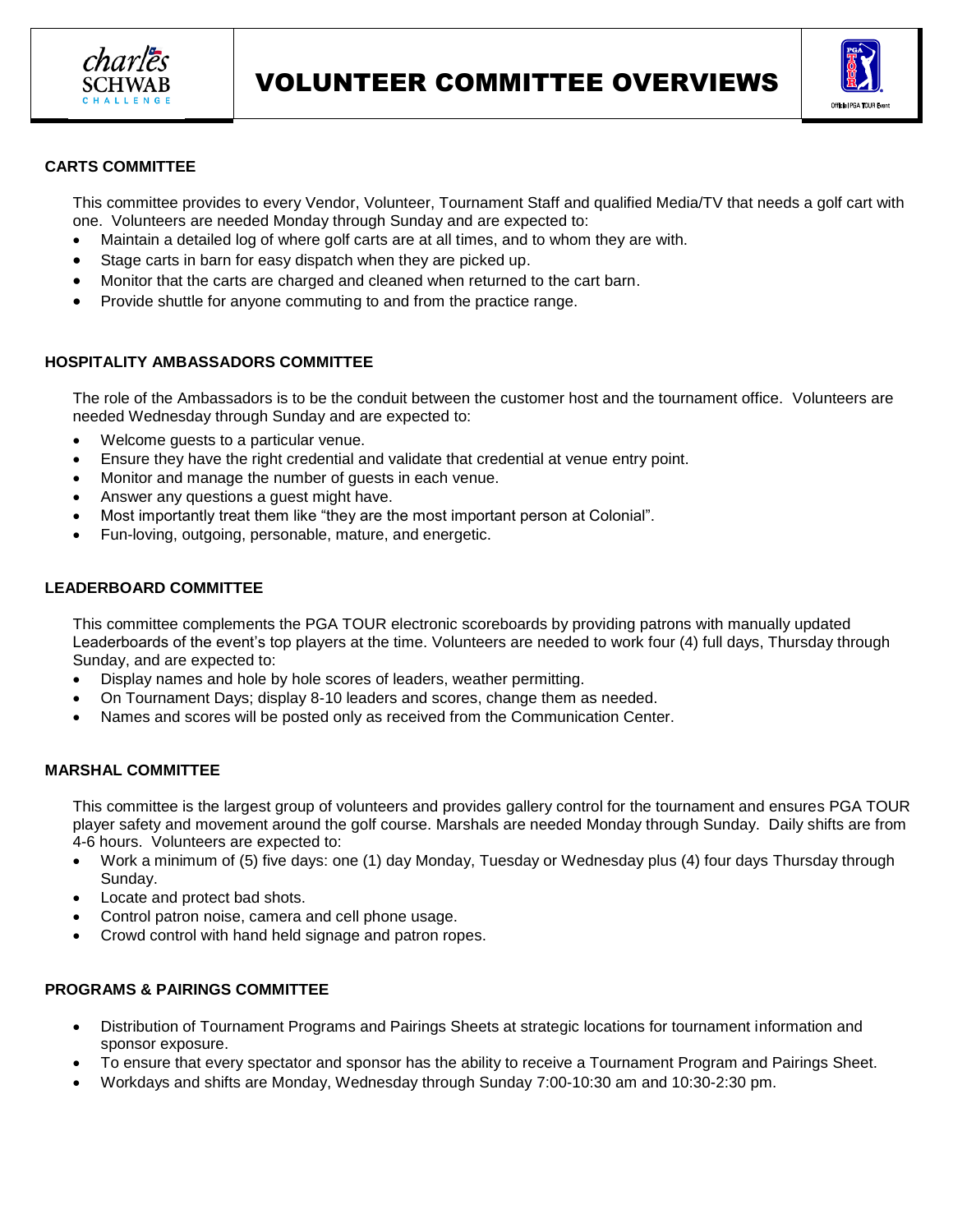# VOLUNTEER COMMITTEE OVERVIEWS

## CARTS COMMITTEE

This committee provides to every Vendor, Volunteer, Tournament Staff and qualified Media/TV that needs a golf cart with one. Volunteers are needed Monday through Sunday and are expected to:

- Maintain a detailed log of where golf carts are at all times, and to whom they are with.
- Stage carts in barn for easy dispatch when they are picked up.
- Monitor that the carts are charged and cleaned when returned to the cart barn.
- Provide shuttle for anyone commuting to and from the practice range.

## HOSPITALITY AMBASSADORS COMMITTEE

The role of the Ambassadors is to be the conduit between the customer host and the tournament office. Volunteers are needed Wednesday through Sunday and are expected to:

- Welcome guests to a particular venue.
- Ensure they have the right credential and validate that credential at venue entry point.
- Monitor and manage the number of guests in each venue.
- Answer any questions a guest might have.
- Most importantly treat them like "they are the most important person at Colonial".
- Fun-loving, outgoing, personable, mature, and energetic.

## LEADERBOARD COMMITTEE

This committee complements the PGA TOUR electronic scoreboards by providing patrons with manually updated Leaderboards of the event's top players at the time. Volunteers are needed to work four (4) full days, Thursday through Sunday, and are expected to:

- Display names and hole by hole scores of leaders, weather permitting.
- On Tournament Days; display 8-10 leaders and scores, change them as needed.
- Names and scores will be posted only as received from the Communication Center.

## MARSHAL COMMITTEE

This committee is the largest group of volunteers and provides gallery control for the tournament and ensures PGA TOUR player safety and movement around the golf course. Marshals are needed Monday through Sunday. Daily shifts are from 4-6 hours. Volunteers are expected to:

- Work a minimum of (5) five days: one (1) day Monday, Tuesday or Wednesday plus (4) four days Thursday through Sunday.
- Locate and protect bad shots.
- Control patron noise, camera and cell phone usage.
- Crowd control with hand held signage and patron ropes.

## PROGRAMS & PAIRINGS COMMITTEE

- Distribution of Tournament Programs and Pairings Sheets at strategic locations for tournament information and sponsor exposure.
- To ensure that every spectator and sponsor has the ability to receive a Tournament Program and Pairings Sheet.
- Workdays and shifts are Monday, Wednesday through Sunday 7:00-10:30 am and 10:30-2:30 pm.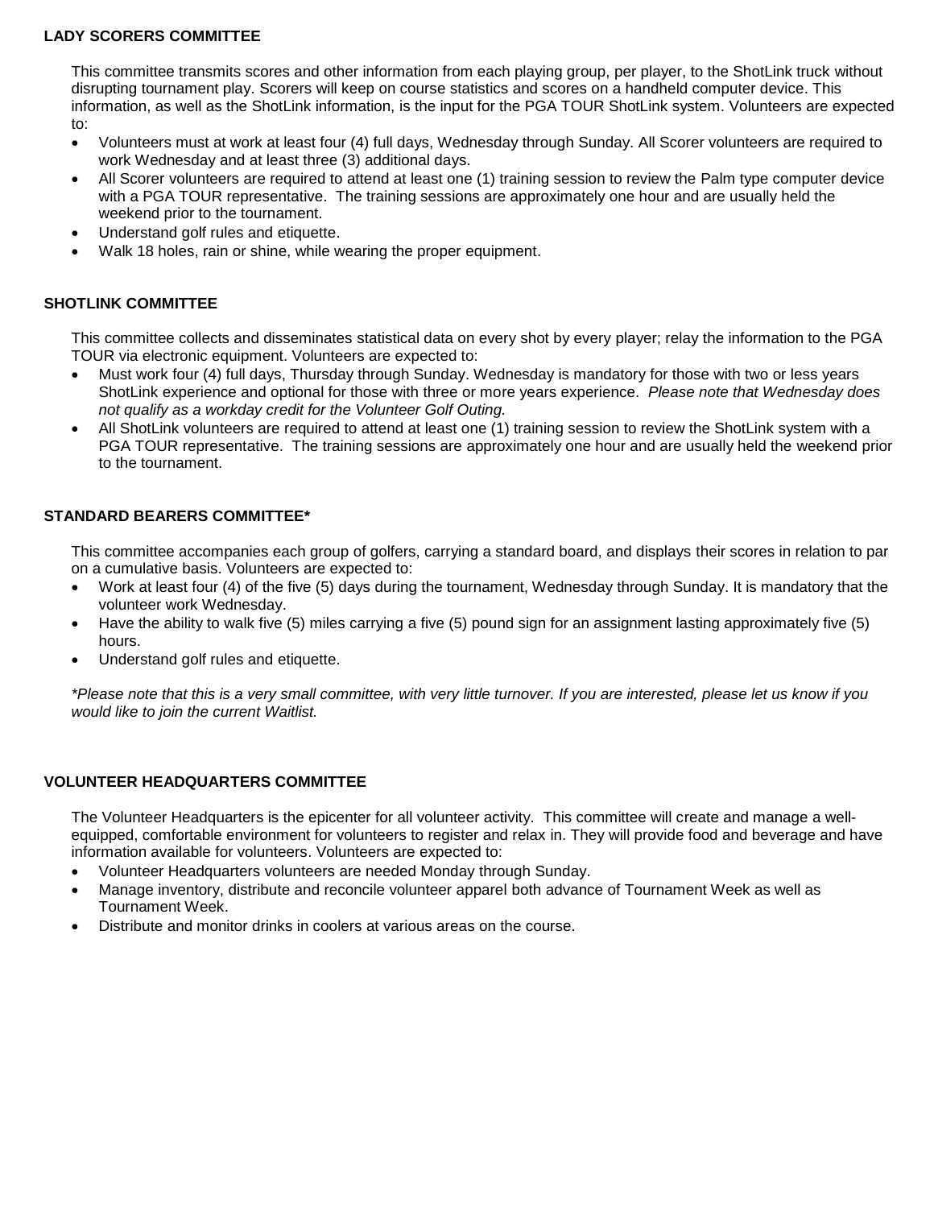**LADY SCORERS COMMITTEE**

This committee transmits scores and other information from each playing group, per player, to the ShotLink truck without disrupting tournament play. Scorers will keep on course statistics and scores on a handheld computer device. This information, as well as the ShotLink information, is the input for the PGA TOUR ShotLink system. Volunteers are expected to:

- Volunteers must at work at least four (4) full days, Wednesday through Sunday. All Scorer volunteers are required to work Wednesday and at least three (3) additional days.
- All Scorer volunteers are required to attend at least one (1) training session to review the Palm type computer device with a PGA TOUR representative. The training sessions are approximately one hour and are usually held the weekend prior to the tournament.
- Understand golf rules and etiquette.
- Walk 18 holes, rain or shine, while wearing the proper equipment.

**SHOTLINK COMMITTEE**

This committee collects and disseminates statistical data on every shot by every player; relay the information to the PGA TOUR via electronic equipment. Volunteers are expected to:

- Must work four (4) full days, Thursday through Sunday. Wednesday is mandatory for those with two or less years ShotLink experience and optional for those with three or more years experience. *Please note that Wednesday does not qualify as a workday credit for the Volunteer Golf Outing.*
- All ShotLink volunteers are required to attend at least one (1) training session to review the ShotLink system with a PGA TOUR representative. The training sessions are approximately one hour and are usually held the weekend prior to the tournament.

**STANDARD BEARERS COMMITTEE***

This committee accompanies each group of golfers, carrying a standard board, and displays their scores in relation to par on a cumulative basis. Volunteers are expected to:

- Work at least four (4) of the five (5) days during the tournament, Wednesday through Sunday. It is mandatory that the volunteer work Wednesday.
- Have the ability to walk five (5) miles carrying a five (5) pound sign for an assignment lasting approximately five (5) hours.
- Understand golf rules and etiquette.

*\*Please note that this is a very small committee, with very little turnover. If you are interested, please let us know if you would like to join the current Waitlist.*

**VOLUNTEER HEADQUARTERS COMMITTEE**

The Volunteer Headquarters is the epicenter for all volunteer activity. This committee will create and manage a well-equipped, comfortable environment for volunteers to register and relax in. They will provide food and beverage and have information available for volunteers. Volunteers are expected to:

- Volunteer Headquarters volunteers are needed Monday through Sunday.
- Manage inventory, distribute and reconcile volunteer apparel both advance of Tournament Week as well as Tournament Week.
- Distribute and monitor drinks in coolers at various areas on the course.